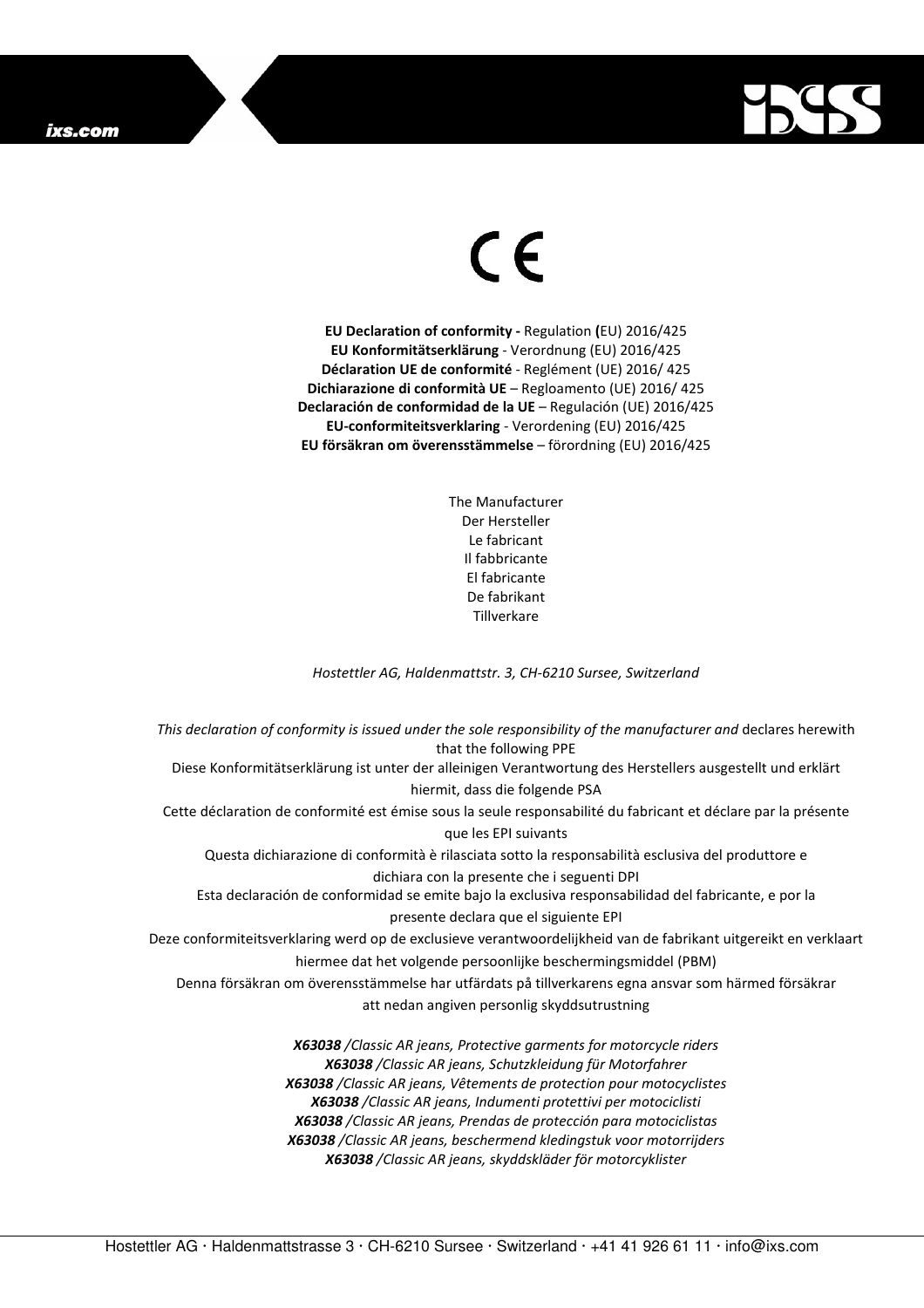ixs.com

CE

**EU Declaration of conformity -** Regulation **(**EU) 2016/425
**EU Konformitätserklärung** - Verordnung (EU) 2016/425
**Déclaration UE de conformité** - Reglément (UE) 2016/ 425
**Dichiarazione di conformità UE** – Regloamento (UE) 2016/ 425
**Declaración de conformidad de la UE** – Regulación (UE) 2016/425
**EU-conformiteitsverklaring** - Verordening (EU) 2016/425
**EU försäkran om överensstämmelse** – förordning (EU) 2016/425

The Manufacturer
Der Hersteller
Le fabricant
Il fabbricante
El fabricante
De fabrikant
Tillverkare

*Hostettler AG, Haldenmattstr. 3, CH-6210 Sursee, Switzerland*

*This declaration of conformity is issued under the sole responsibility of the manufacturer and* declares herewith that the following PPE
Diese Konformitätserklärung ist unter der alleinigen Verantwortung des Herstellers ausgestellt und erklärt hiermit, dass die folgende PSA
Cette déclaration de conformité est émise sous la seule responsabilité du fabricant et déclare par la présente que les EPI suivants
Questa dichiarazione di conformità è rilasciata sotto la responsabilità esclusiva del produttore e dichiara con la presente che i seguenti DPI
Esta declaración de conformidad se emite bajo la exclusiva responsabilidad del fabricante, e por la presente declara que el siguiente EPI
Deze conformiteitsverklaring werd op de exclusieve verantwoordelijkheid van de fabrikant uitgereikt en verklaart hiermee dat het volgende persoonlijke beschermingsmiddel (PBM)
Denna försäkran om överensstämmelse har utfärdats på tillverkarens egna ansvar som härmed försäkrar att nedan angiven personlig skyddsutrustning

***X63038** /Classic AR jeans, Protective garments for motorcycle riders*
***X63038** /Classic AR jeans, Schutzkleidung für Motorfahrer*
***X63038** /Classic AR jeans, Vêtements de protection pour motocyclistes*
***X63038** /Classic AR jeans, Indumenti protettivi per motociclisti*
***X63038** /Classic AR jeans, Prendas de protección para motociclistas*
***X63038** /Classic AR jeans, beschermend kledingstuk voor motorrijders*
***X63038** /Classic AR jeans, skyddskläder för motorcyklister*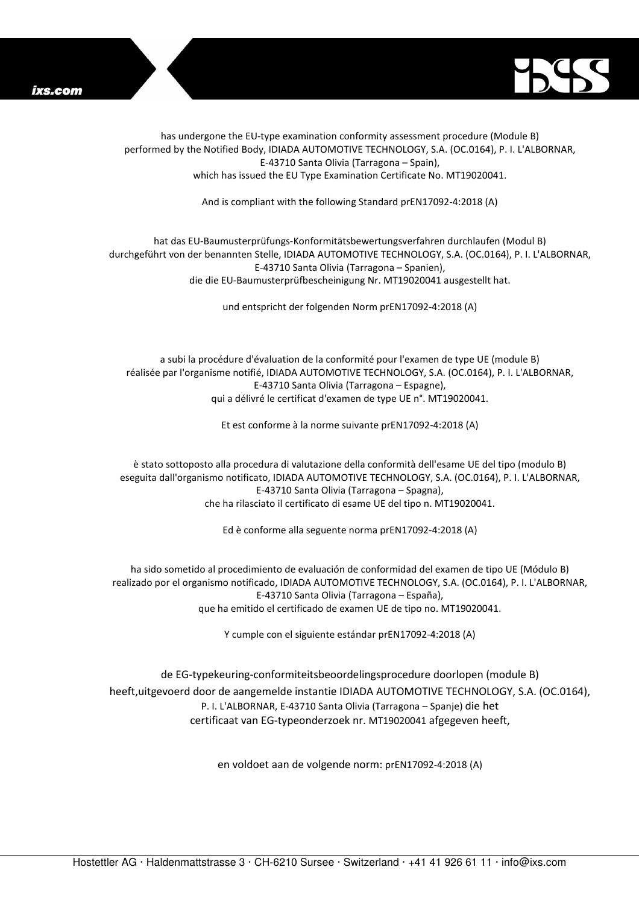has undergone the EU-type examination conformity assessment procedure (Module B) performed by the Notified Body, IDIADA AUTOMOTIVE TECHNOLOGY, S.A. (OC.0164), P. I. L'ALBORNAR, E-43710 Santa Olivia (Tarragona – Spain), which has issued the EU Type Examination Certificate No. MT19020041.

And is compliant with the following Standard prEN17092-4:2018 (A)

hat das EU-Baumusterprüfungs-Konformitätsbewertungsverfahren durchlaufen (Modul B) durchgeführt von der benannten Stelle, IDIADA AUTOMOTIVE TECHNOLOGY, S.A. (OC.0164), P. I. L'ALBORNAR, E-43710 Santa Olivia (Tarragona – Spanien), die die EU-Baumusterprüfbescheinigung Nr. MT19020041 ausgestellt hat.

und entspricht der folgenden Norm prEN17092-4:2018 (A)

a subi la procédure d'évaluation de la conformité pour l'examen de type UE (module B) réalisée par l'organisme notifié, IDIADA AUTOMOTIVE TECHNOLOGY, S.A. (OC.0164), P. I. L'ALBORNAR, E-43710 Santa Olivia (Tarragona – Espagne), qui a délivré le certificat d'examen de type UE n°. MT19020041.

Et est conforme à la norme suivante prEN17092-4:2018 (A)

è stato sottoposto alla procedura di valutazione della conformità dell'esame UE del tipo (modulo B) eseguita dall'organismo notificato, IDIADA AUTOMOTIVE TECHNOLOGY, S.A. (OC.0164), P. I. L'ALBORNAR, E-43710 Santa Olivia (Tarragona – Spagna), che ha rilasciato il certificato di esame UE del tipo n. MT19020041.

Ed è conforme alla seguente norma prEN17092-4:2018 (A)

ha sido sometido al procedimiento de evaluación de conformidad del examen de tipo UE (Módulo B) realizado por el organismo notificado, IDIADA AUTOMOTIVE TECHNOLOGY, S.A. (OC.0164), P. I. L'ALBORNAR, E-43710 Santa Olivia (Tarragona – España), que ha emitido el certificado de examen UE de tipo no. MT19020041.

Y cumple con el siguiente estándar prEN17092-4:2018 (A)

de EG-typekeuring-conformiteitsbeoordelingsprocedure doorlopen (module B) heeft,uitgevoerd door de aangemelde instantie IDIADA AUTOMOTIVE TECHNOLOGY, S.A. (OC.0164), P. I. L'ALBORNAR, E-43710 Santa Olivia (Tarragona – Spanje) die het certificaat van EG-typeonderzoek nr. MT19020041 afgegeven heeft,

en voldoet aan de volgende norm: prEN17092-4:2018 (A)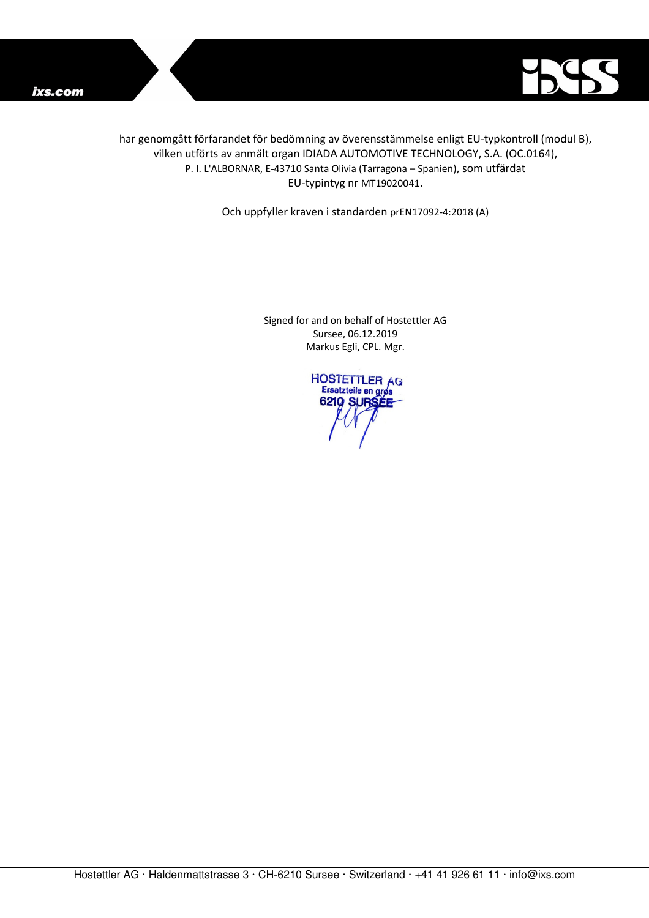har genomgått förfarandet för bedömning av överensstämmelse enligt EU-typkontroll (modul B), vilken utförts av anmält organ IDIADA AUTOMOTIVE TECHNOLOGY, S.A. (OC.0164), P. I. L'ALBORNAR, E-43710 Santa Olivia (Tarragona – Spanien), som utfärdat EU-typintyg nr MT19020041.

Och uppfyller kraven i standarden prEN17092-4:2018 (A)

Signed for and on behalf of Hostettler AG
Sursee, 06.12.2019
Markus Egli, CPL. Mgr.

HOSTETTLER AG
Ersatzteile en gros
6210 SURSEE